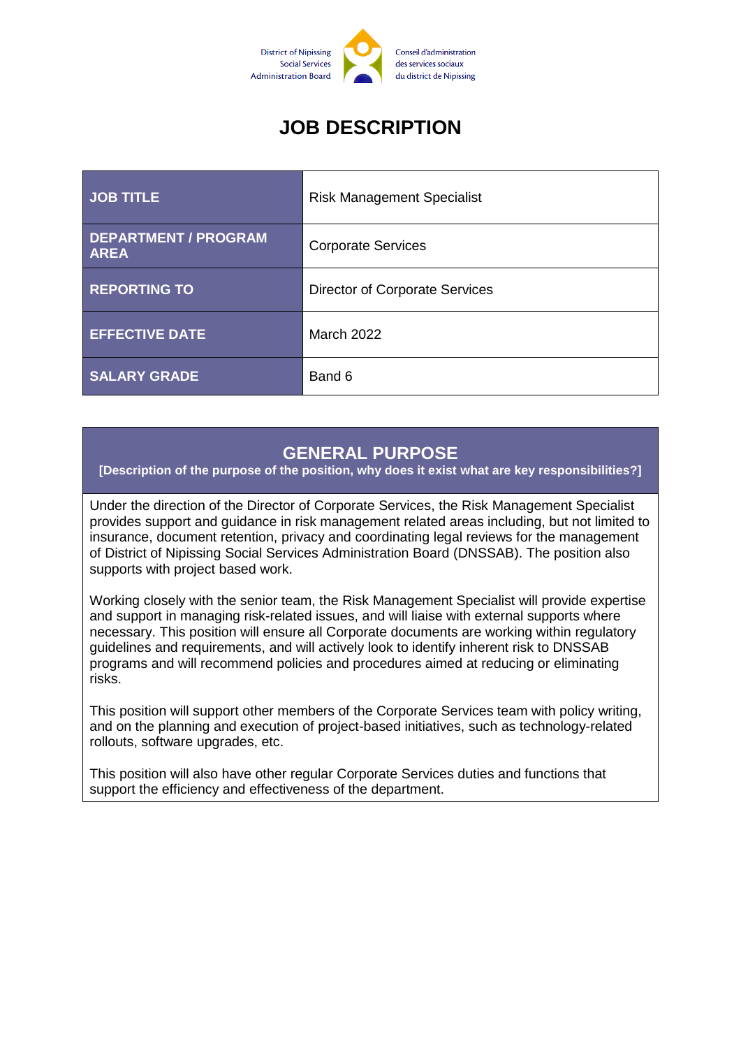District of Nipissing Social Services Administration Board

Conseil d'administration des services sociaux du district de Nipissing

# JOB DESCRIPTION

| JOB TITLE | Risk Management Specialist |
|---|---|
| DEPARTMENT / PROGRAM AREA | Corporate Services |
| REPORTING TO | Director of Corporate Services |
| EFFECTIVE DATE | March 2022 |
| SALARY GRADE | Band 6 |

## GENERAL PURPOSE

**[Description of the purpose of the position, why does it exist what are key responsibilities?]**

Under the direction of the Director of Corporate Services, the Risk Management Specialist provides support and guidance in risk management related areas including, but not limited to insurance, document retention, privacy and coordinating legal reviews for the management of District of Nipissing Social Services Administration Board (DNSSAB). The position also supports with project based work.

Working closely with the senior team, the Risk Management Specialist will provide expertise and support in managing risk-related issues, and will liaise with external supports where necessary. This position will ensure all Corporate documents are working within regulatory guidelines and requirements, and will actively look to identify inherent risk to DNSSAB programs and will recommend policies and procedures aimed at reducing or eliminating risks.

This position will support other members of the Corporate Services team with policy writing, and on the planning and execution of project-based initiatives, such as technology-related rollouts, software upgrades, etc.

This position will also have other regular Corporate Services duties and functions that support the efficiency and effectiveness of the department.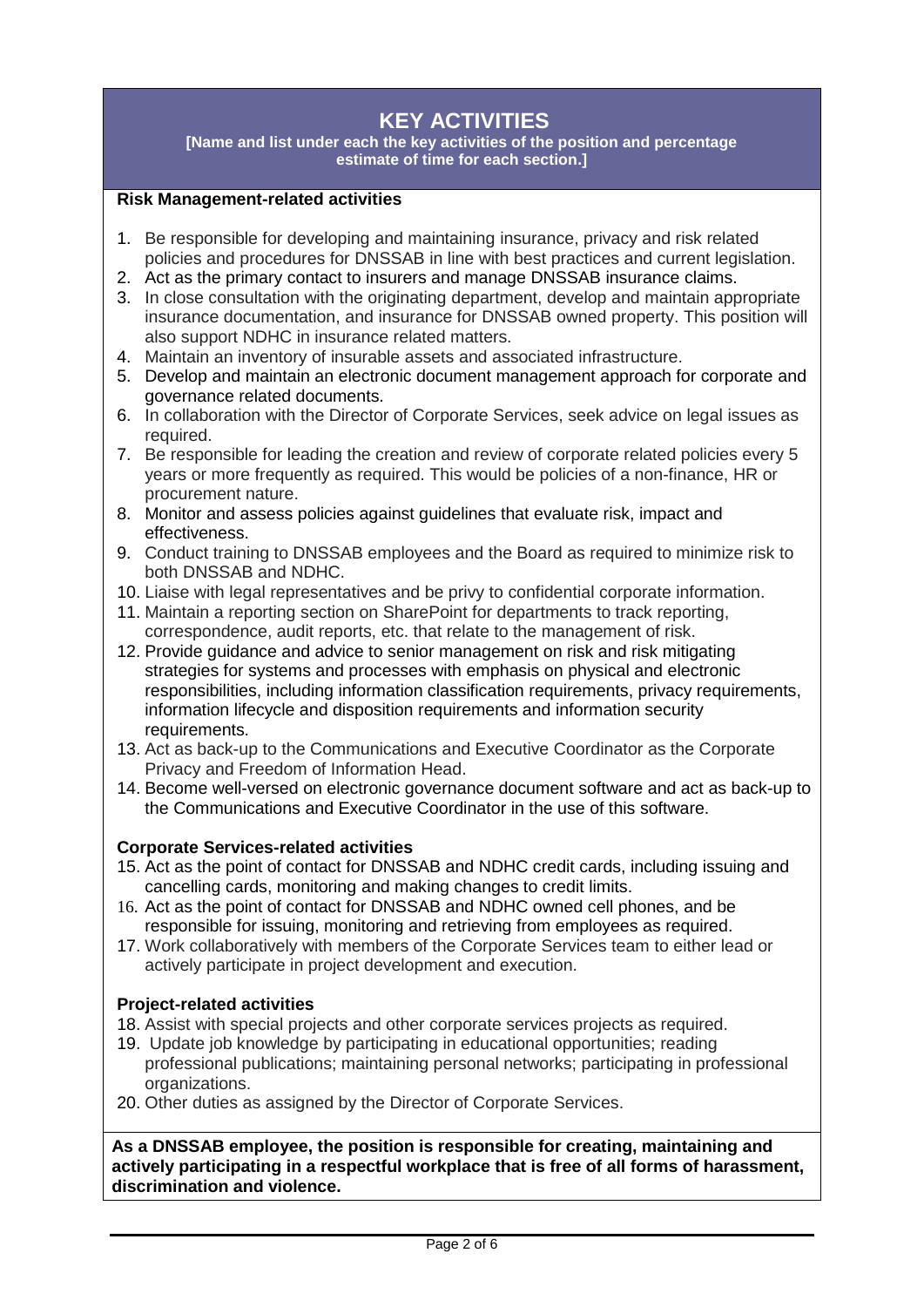# KEY ACTIVITIES

**[Name and list under each the key activities of the position and percentage estimate of time for each section.]**

**Risk Management-related activities**

1. Be responsible for developing and maintaining insurance, privacy and risk related policies and procedures for DNSSAB in line with best practices and current legislation.
2. Act as the primary contact to insurers and manage DNSSAB insurance claims.
3. In close consultation with the originating department, develop and maintain appropriate insurance documentation, and insurance for DNSSAB owned property. This position will also support NDHC in insurance related matters.
4. Maintain an inventory of insurable assets and associated infrastructure.
5. Develop and maintain an electronic document management approach for corporate and governance related documents.
6. In collaboration with the Director of Corporate Services, seek advice on legal issues as required.
7. Be responsible for leading the creation and review of corporate related policies every 5 years or more frequently as required. This would be policies of a non-finance, HR or procurement nature.
8. Monitor and assess policies against guidelines that evaluate risk, impact and effectiveness.
9. Conduct training to DNSSAB employees and the Board as required to minimize risk to both DNSSAB and NDHC.
10. Liaise with legal representatives and be privy to confidential corporate information.
11. Maintain a reporting section on SharePoint for departments to track reporting, correspondence, audit reports, etc. that relate to the management of risk.
12. Provide guidance and advice to senior management on risk and risk mitigating strategies for systems and processes with emphasis on physical and electronic responsibilities, including information classification requirements, privacy requirements, information lifecycle and disposition requirements and information security requirements.
13. Act as back-up to the Communications and Executive Coordinator as the Corporate Privacy and Freedom of Information Head.
14. Become well-versed on electronic governance document software and act as back-up to the Communications and Executive Coordinator in the use of this software.

**Corporate Services-related activities**

15. Act as the point of contact for DNSSAB and NDHC credit cards, including issuing and cancelling cards, monitoring and making changes to credit limits.
16. Act as the point of contact for DNSSAB and NDHC owned cell phones, and be responsible for issuing, monitoring and retrieving from employees as required.
17. Work collaboratively with members of the Corporate Services team to either lead or actively participate in project development and execution.

**Project-related activities**

18. Assist with special projects and other corporate services projects as required.
19. Update job knowledge by participating in educational opportunities; reading professional publications; maintaining personal networks; participating in professional organizations.
20. Other duties as assigned by the Director of Corporate Services.

**As a DNSSAB employee, the position is responsible for creating, maintaining and actively participating in a respectful workplace that is free of all forms of harassment, discrimination and violence.**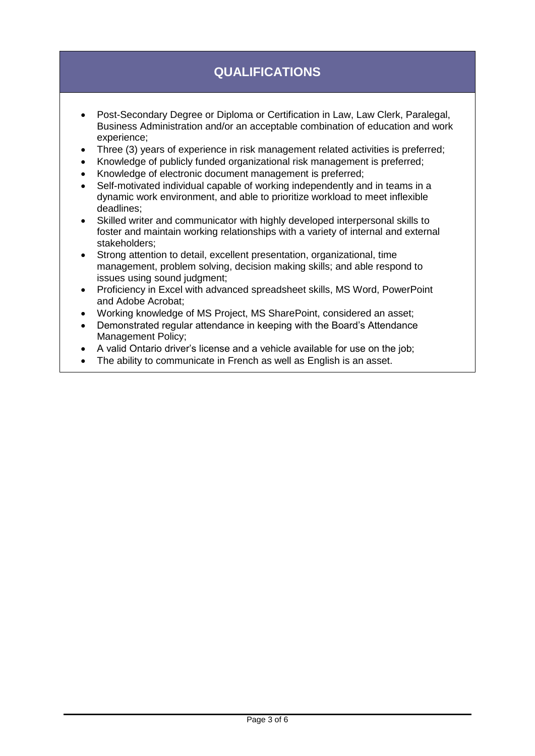## QUALIFICATIONS

- Post-Secondary Degree or Diploma or Certification in Law, Law Clerk, Paralegal, Business Administration and/or an acceptable combination of education and work experience;
- Three (3) years of experience in risk management related activities is preferred;
- Knowledge of publicly funded organizational risk management is preferred;
- Knowledge of electronic document management is preferred;
- Self-motivated individual capable of working independently and in teams in a dynamic work environment, and able to prioritize workload to meet inflexible deadlines;
- Skilled writer and communicator with highly developed interpersonal skills to foster and maintain working relationships with a variety of internal and external stakeholders;
- Strong attention to detail, excellent presentation, organizational, time management, problem solving, decision making skills; and able respond to issues using sound judgment;
- Proficiency in Excel with advanced spreadsheet skills, MS Word, PowerPoint and Adobe Acrobat;
- Working knowledge of MS Project, MS SharePoint, considered an asset;
- Demonstrated regular attendance in keeping with the Board's Attendance Management Policy;
- A valid Ontario driver's license and a vehicle available for use on the job;
- The ability to communicate in French as well as English is an asset.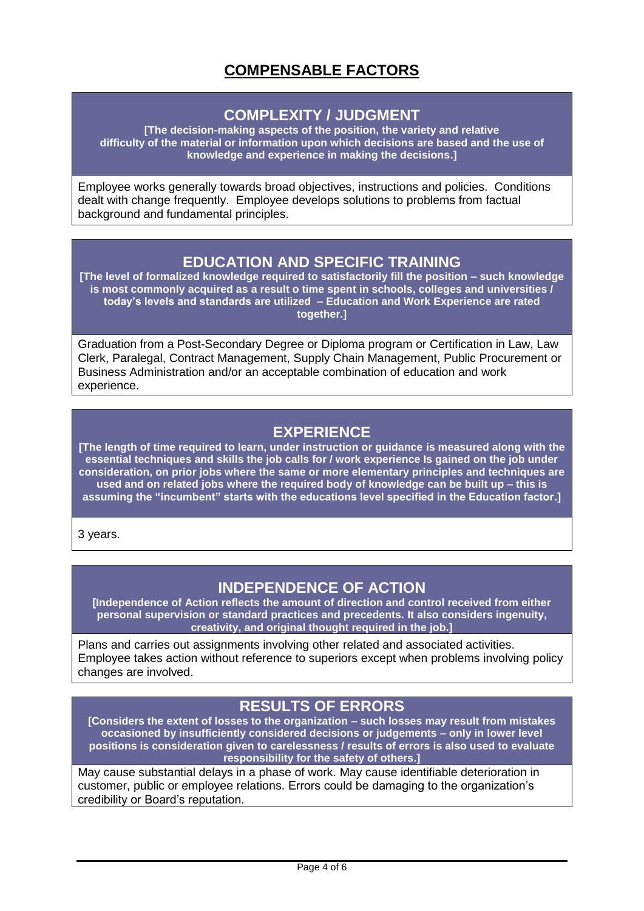# COMPENSABLE FACTORS

## COMPLEXITY / JUDGMENT

**[The decision-making aspects of the position, the variety and relative difficulty of the material or information upon which decisions are based and the use of knowledge and experience in making the decisions.]**

Employee works generally towards broad objectives, instructions and policies. Conditions dealt with change frequently. Employee develops solutions to problems from factual background and fundamental principles.

## EDUCATION AND SPECIFIC TRAINING

**[The level of formalized knowledge required to satisfactorily fill the position – such knowledge is most commonly acquired as a result o time spent in schools, colleges and universities / today's levels and standards are utilized – Education and Work Experience are rated together.]**

Graduation from a Post-Secondary Degree or Diploma program or Certification in Law, Law Clerk, Paralegal, Contract Management, Supply Chain Management, Public Procurement or Business Administration and/or an acceptable combination of education and work experience.

## EXPERIENCE

**[The length of time required to learn, under instruction or guidance is measured along with the essential techniques and skills the job calls for / work experience Is gained on the job under consideration, on prior jobs where the same or more elementary principles and techniques are used and on related jobs where the required body of knowledge can be built up – this is assuming the "incumbent" starts with the educations level specified in the Education factor.]**

3 years.

## INDEPENDENCE OF ACTION

**[Independence of Action reflects the amount of direction and control received from either personal supervision or standard practices and precedents. It also considers ingenuity, creativity, and original thought required in the job.]**

Plans and carries out assignments involving other related and associated activities. Employee takes action without reference to superiors except when problems involving policy changes are involved.

## RESULTS OF ERRORS

**[Considers the extent of losses to the organization – such losses may result from mistakes occasioned by insufficiently considered decisions or judgements – only in lower level positions is consideration given to carelessness / results of errors is also used to evaluate responsibility for the safety of others.]**

May cause substantial delays in a phase of work. May cause identifiable deterioration in customer, public or employee relations. Errors could be damaging to the organization's credibility or Board's reputation.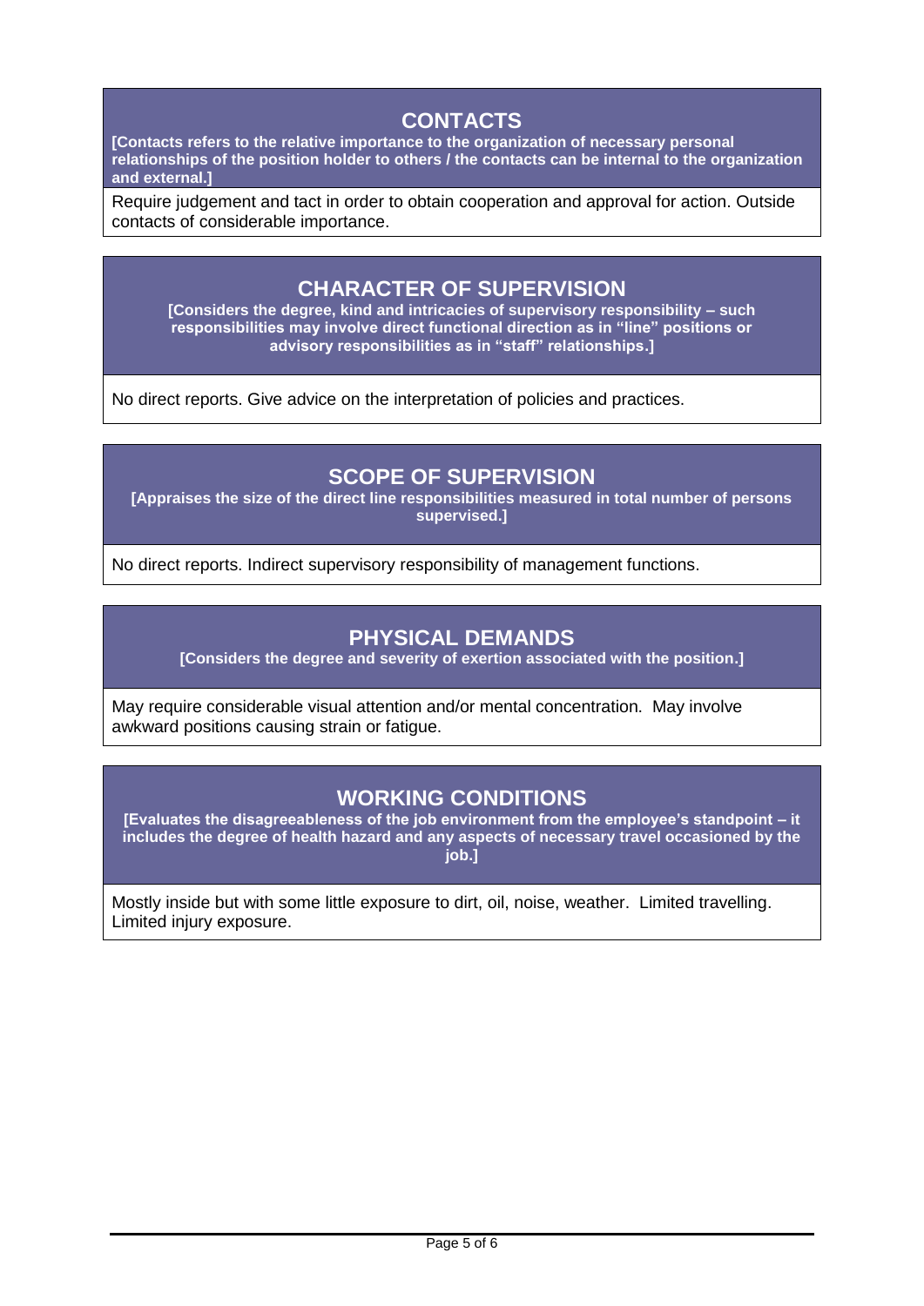## CONTACTS

**[Contacts refers to the relative importance to the organization of necessary personal relationships of the position holder to others / the contacts can be internal to the organization and external.]**

Require judgement and tact in order to obtain cooperation and approval for action. Outside contacts of considerable importance.

## CHARACTER OF SUPERVISION

**[Considers the degree, kind and intricacies of supervisory responsibility – such responsibilities may involve direct functional direction as in "line" positions or advisory responsibilities as in "staff" relationships.]**

No direct reports. Give advice on the interpretation of policies and practices.

## SCOPE OF SUPERVISION

**[Appraises the size of the direct line responsibilities measured in total number of persons supervised.]**

No direct reports. Indirect supervisory responsibility of management functions.

## PHYSICAL DEMANDS

**[Considers the degree and severity of exertion associated with the position.]**

May require considerable visual attention and/or mental concentration. May involve awkward positions causing strain or fatigue.

## WORKING CONDITIONS

**[Evaluates the disagreeableness of the job environment from the employee's standpoint – it includes the degree of health hazard and any aspects of necessary travel occasioned by the job.]**

Mostly inside but with some little exposure to dirt, oil, noise, weather. Limited travelling. Limited injury exposure.